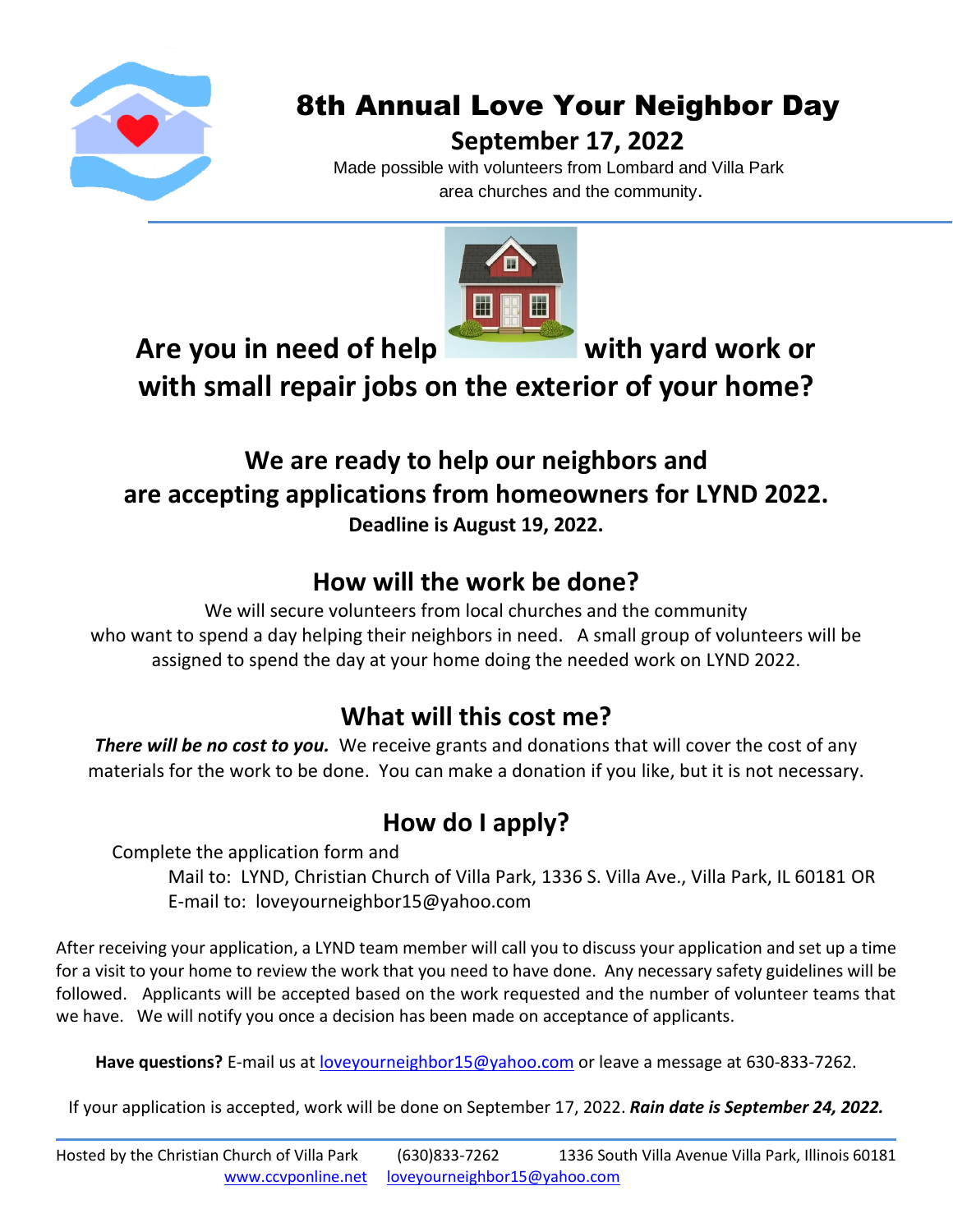# 8th Annual Love Your Neighbor Day

## September 17, 2022

Made possible with volunteers from Lombard and Villa Park area churches and the community.

## Are you in need of help with yard work or with small repair jobs on the exterior of your home?

## We are ready to help our neighbors and are accepting applications from homeowners for LYND 2022.

**Deadline is August 19, 2022.**

## How will the work be done?

We will secure volunteers from local churches and the community who want to spend a day helping their neighbors in need. A small group of volunteers will be assigned to spend the day at your home doing the needed work on LYND 2022.

## What will this cost me?

***There will be no cost to you.*** We receive grants and donations that will cover the cost of any materials for the work to be done. You can make a donation if you like, but it is not necessary.

## How do I apply?

Complete the application form and

Mail to: LYND, Christian Church of Villa Park, 1336 S. Villa Ave., Villa Park, IL 60181 OR

E-mail to: loveyourneighbor15@yahoo.com

After receiving your application, a LYND team member will call you to discuss your application and set up a time for a visit to your home to review the work that you need to have done. Any necessary safety guidelines will be followed. Applicants will be accepted based on the work requested and the number of volunteer teams that we have. We will notify you once a decision has been made on acceptance of applicants.

**Have questions?** E-mail us at loveyourneighbor15@yahoo.com or leave a message at 630-833-7262.

If your application is accepted, work will be done on September 17, 2022. ***Rain date is September 24, 2022.***

---

Hosted by the Christian Church of Villa Park (630)833-7262 1336 South Villa Avenue Villa Park, Illinois 60181

www.ccvponline.net loveyourneighbor15@yahoo.com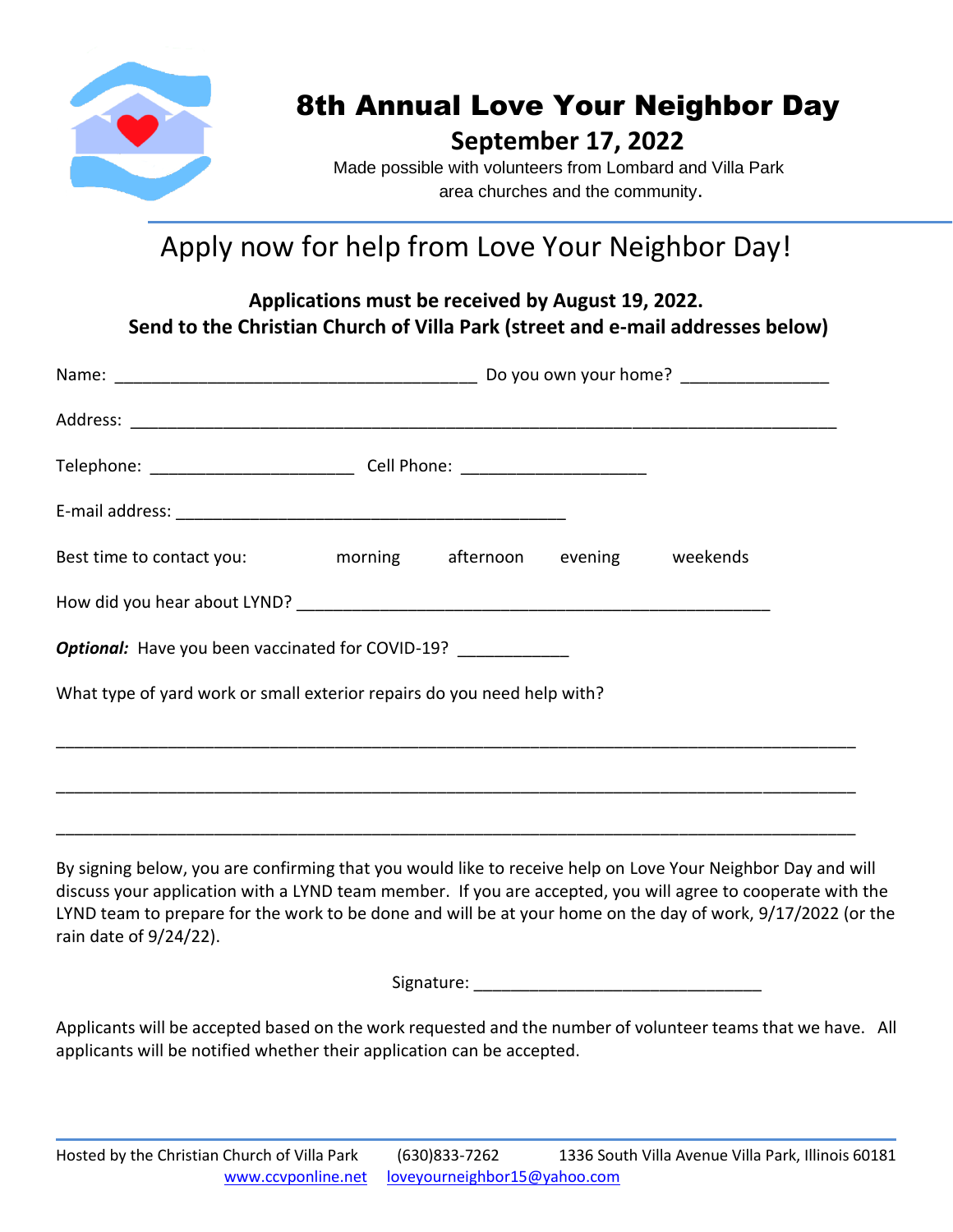# 8th Annual Love Your Neighbor Day

## September 17, 2022

Made possible with volunteers from Lombard and Villa Park area churches and the community.

## Apply now for help from Love Your Neighbor Day!

**Applications must be received by August 19, 2022.**
**Send to the Christian Church of Villa Park (street and e-mail addresses below)**

Name: ______________________________________ Do you own your home? _______________

Address: ___________________________________________________________________________

Telephone: _____________________ Cell Phone: ___________________

E-mail address: _________________________________________

Best time to contact you: morning afternoon evening weekends

How did you hear about LYND? ____________________________________________________

***Optional:*** Have you been vaccinated for COVID-19? ___________

What type of yard work or small exterior repairs do you need help with?

_____________________________________________________________________________________

_____________________________________________________________________________________

_____________________________________________________________________________________

By signing below, you are confirming that you would like to receive help on Love Your Neighbor Day and will discuss your application with a LYND team member. If you are accepted, you will agree to cooperate with the LYND team to prepare for the work to be done and will be at your home on the day of work, 9/17/2022 (or the rain date of 9/24/22).

Signature: ______________________________

Applicants will be accepted based on the work requested and the number of volunteer teams that we have. All applicants will be notified whether their application can be accepted.

Hosted by the Christian Church of Villa Park (630)833-7262 1336 South Villa Avenue Villa Park, Illinois 60181
www.ccvponline.net loveyourneighbor15@yahoo.com